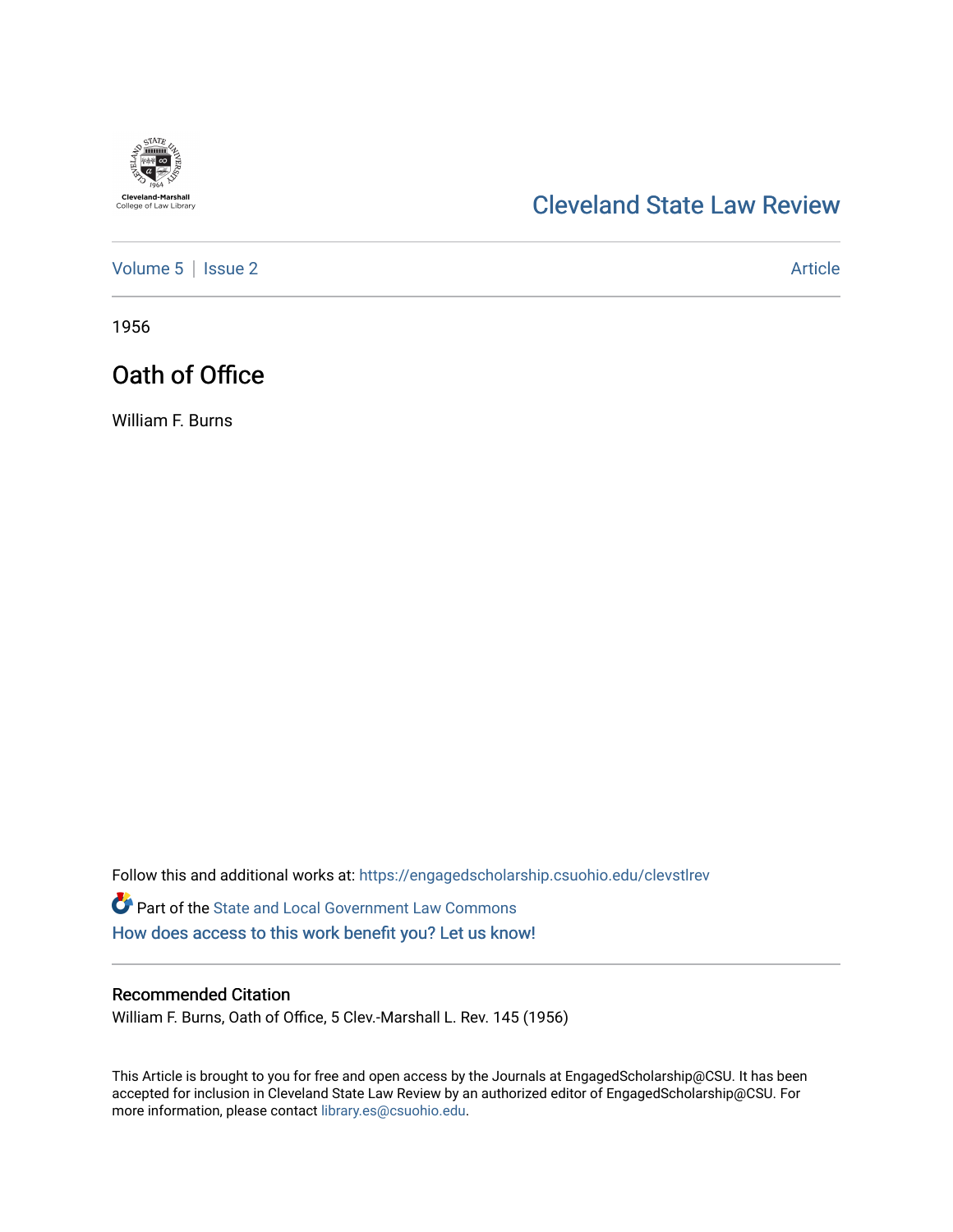Cleveland-Marshall College of Law Library

# Cleveland State Law Review

Volume 5 | Issue 2 | Article

1956

## Oath of Office

William F. Burns

Follow this and additional works at: https://engagedscholarship.csuohio.edu/clevstlrev

Part of the State and Local Government Law Commons

How does access to this work benefit you? Let us know!

### Recommended Citation

William F. Burns, Oath of Office, 5 Clev.-Marshall L. Rev. 145 (1956)

This Article is brought to you for free and open access by the Journals at EngagedScholarship@CSU. It has been accepted for inclusion in Cleveland State Law Review by an authorized editor of EngagedScholarship@CSU. For more information, please contact library.es@csuohio.edu.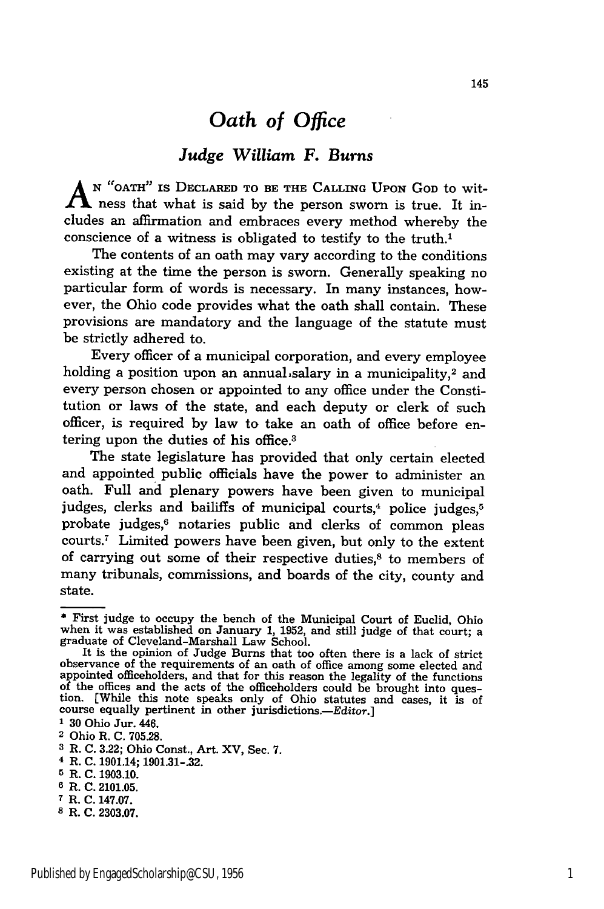# Oath of Office

## *Judge William F. Burns*

An "OATH" IS DECLARED TO BE THE CALLING UPON GOD to witness that what is said by the person sworn is true. It includes an affirmation and embraces every method whereby the conscience of a witness is obligated to testify to the truth.[1]

The contents of an oath may vary according to the conditions existing at the time the person is sworn. Generally speaking no particular form of words is necessary. In many instances, however, the Ohio code provides what the oath shall contain. These provisions are mandatory and the language of the statute must be strictly adhered to.

Every officer of a municipal corporation, and every employee holding a position upon an annual salary in a municipality,[2] and every person chosen or appointed to any office under the Constitution or laws of the state, and each deputy or clerk of such officer, is required by law to take an oath of office before entering upon the duties of his office.[3]

The state legislature has provided that only certain elected and appointed public officials have the power to administer an oath. Full and plenary powers have been given to municipal judges, clerks and bailiffs of municipal courts,[4] police judges,[5] probate judges,[6] notaries public and clerks of common pleas courts.[7] Limited powers have been given, but only to the extent of carrying out some of their respective duties,[8] to members of many tribunals, commissions, and boards of the city, county and state.

---

\* First judge to occupy the bench of the Municipal Court of Euclid, Ohio when it was established on January 1, 1952, and still judge of that court; a graduate of Cleveland-Marshall Law School.

It is the opinion of Judge Burns that too often there is a lack of strict observance of the requirements of an oath of office among some elected and appointed officeholders, and that for this reason the legality of the functions of the offices and the acts of the officeholders could be brought into question. [While this note speaks only of Ohio statutes and cases, it is of course equally pertinent in other jurisdictions.—*Editor.*]

[1] 30 Ohio Jur. 446.

[2] Ohio R. C. 705.28.

[3] R. C. 3.22; Ohio Const., Art. XV, Sec. 7.

[4] R. C. 1901.14; 1901.31-.32.

[5] R. C. 1903.10.

[6] R. C. 2101.05.

[7] R. C. 147.07.

[8] R. C. 2303.07.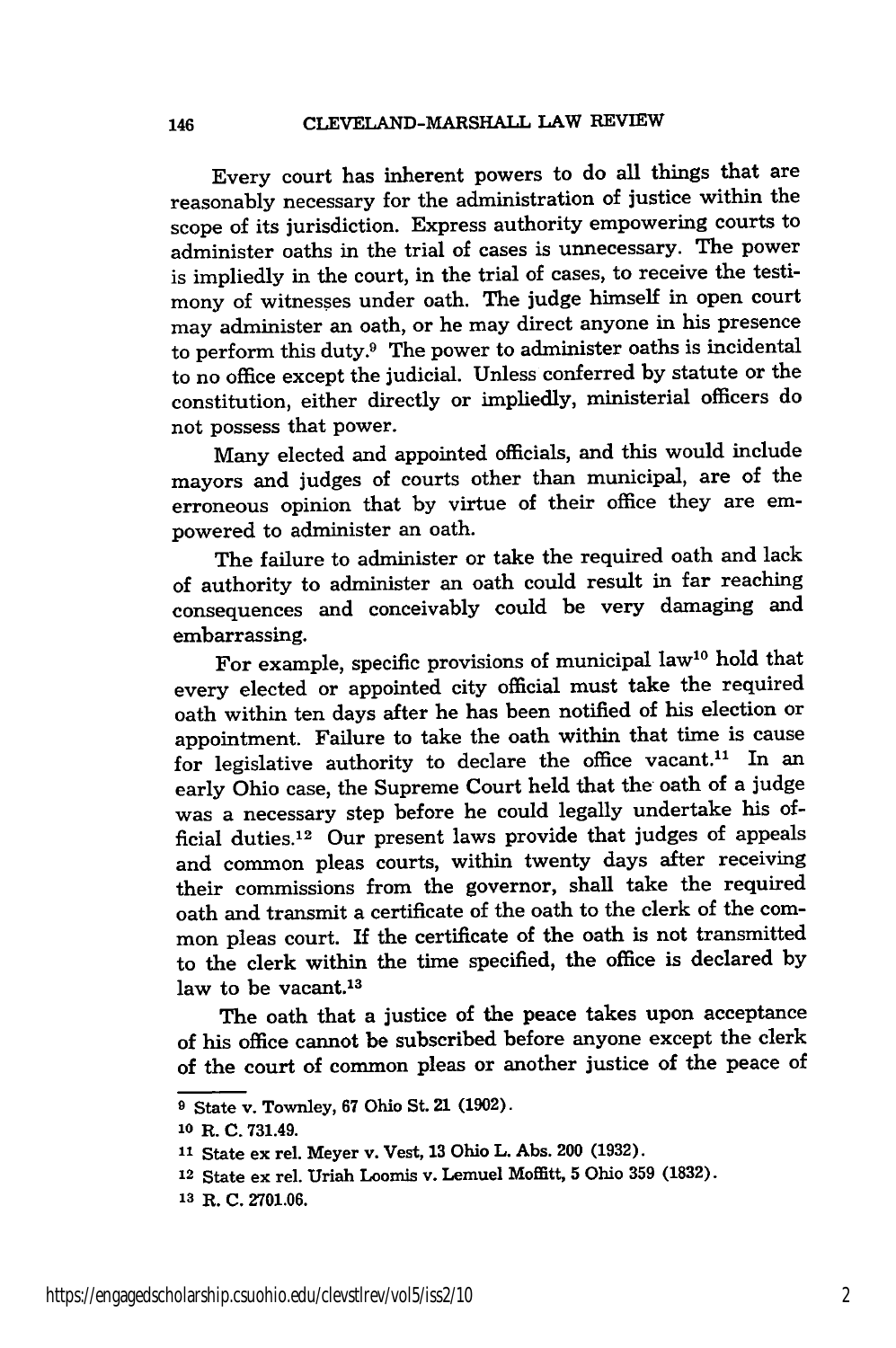Every court has inherent powers to do all things that are reasonably necessary for the administration of justice within the scope of its jurisdiction. Express authority empowering courts to administer oaths in the trial of cases is unnecessary. The power is impliedly in the court, in the trial of cases, to receive the testimony of witnesses under oath. The judge himself in open court may administer an oath, or he may direct anyone in his presence to perform this duty.[9] The power to administer oaths is incidental to no office except the judicial. Unless conferred by statute or the constitution, either directly or impliedly, ministerial officers do not possess that power.

Many elected and appointed officials, and this would include mayors and judges of courts other than municipal, are of the erroneous opinion that by virtue of their office they are empowered to administer an oath.

The failure to administer or take the required oath and lack of authority to administer an oath could result in far reaching consequences and conceivably could be very damaging and embarrassing.

For example, specific provisions of municipal law[10] hold that every elected or appointed city official must take the required oath within ten days after he has been notified of his election or appointment. Failure to take the oath within that time is cause for legislative authority to declare the office vacant.[11] In an early Ohio case, the Supreme Court held that the oath of a judge was a necessary step before he could legally undertake his official duties.[12] Our present laws provide that judges of appeals and common pleas courts, within twenty days after receiving their commissions from the governor, shall take the required oath and transmit a certificate of the oath to the clerk of the common pleas court. If the certificate of the oath is not transmitted to the clerk within the time specified, the office is declared by law to be vacant.[13]

The oath that a justice of the peace takes upon acceptance of his office cannot be subscribed before anyone except the clerk of the court of common pleas or another justice of the peace of

---

[9] State v. Townley, 67 Ohio St. 21 (1902).

[10] R. C. 731.49.

[11] State ex rel. Meyer v. Vest, 13 Ohio L. Abs. 200 (1932).

[12] State ex rel. Uriah Loomis v. Lemuel Moffitt, 5 Ohio 359 (1832).

[13] R. C. 2701.06.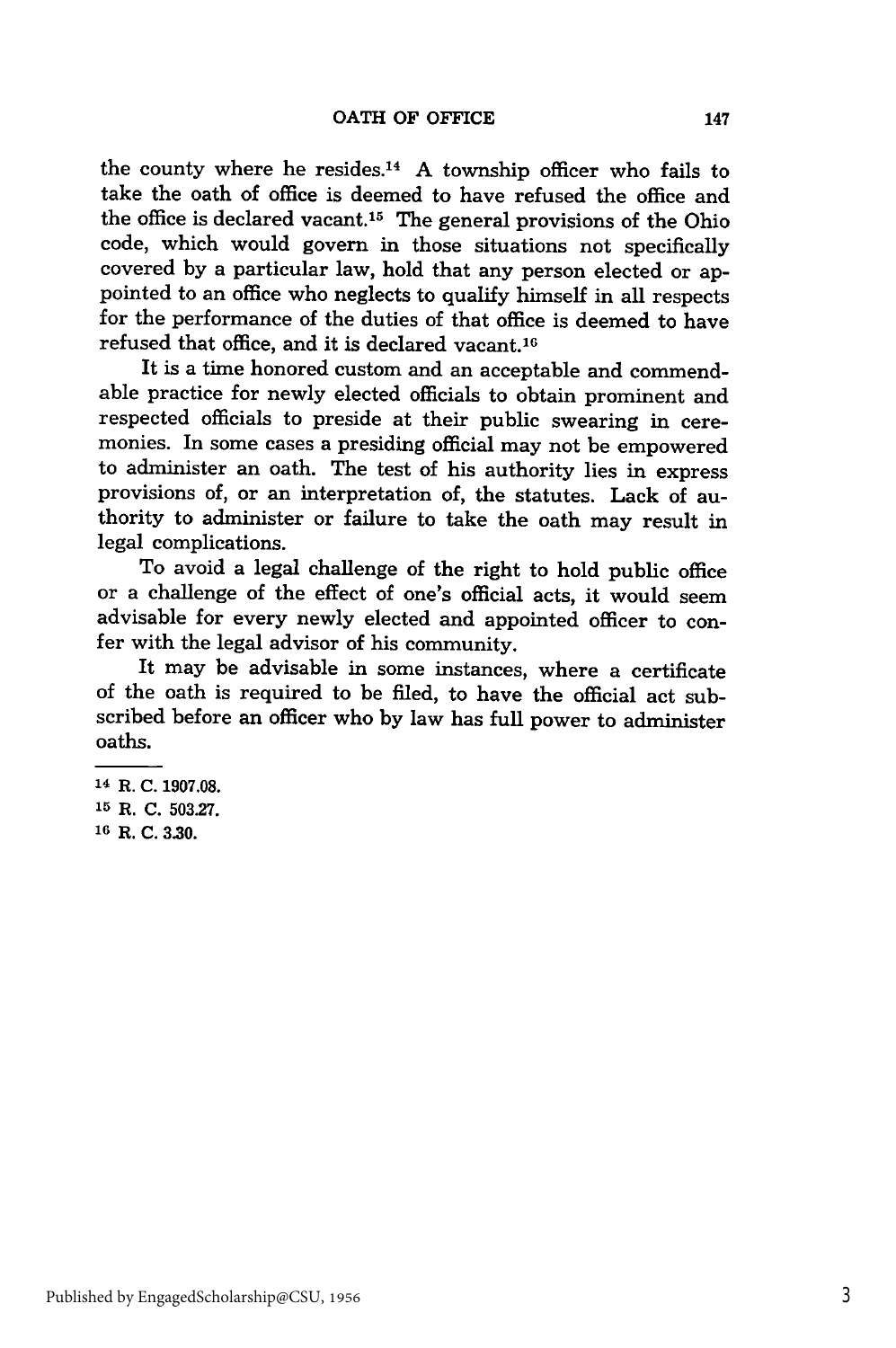the county where he resides.[14] A township officer who fails to take the oath of office is deemed to have refused the office and the office is declared vacant.[15] The general provisions of the Ohio code, which would govern in those situations not specifically covered by a particular law, hold that any person elected or appointed to an office who neglects to qualify himself in all respects for the performance of the duties of that office is deemed to have refused that office, and it is declared vacant.[16]

It is a time honored custom and an acceptable and commendable practice for newly elected officials to obtain prominent and respected officials to preside at their public swearing in ceremonies. In some cases a presiding official may not be empowered to administer an oath. The test of his authority lies in express provisions of, or an interpretation of, the statutes. Lack of authority to administer or failure to take the oath may result in legal complications.

To avoid a legal challenge of the right to hold public office or a challenge of the effect of one's official acts, it would seem advisable for every newly elected and appointed officer to confer with the legal advisor of his community.

It may be advisable in some instances, where a certificate of the oath is required to be filed, to have the official act subscribed before an officer who by law has full power to administer oaths.

---

[14] R. C. 1907.08.

[15] R. C. 503.27.

[16] R. C. 3.30.